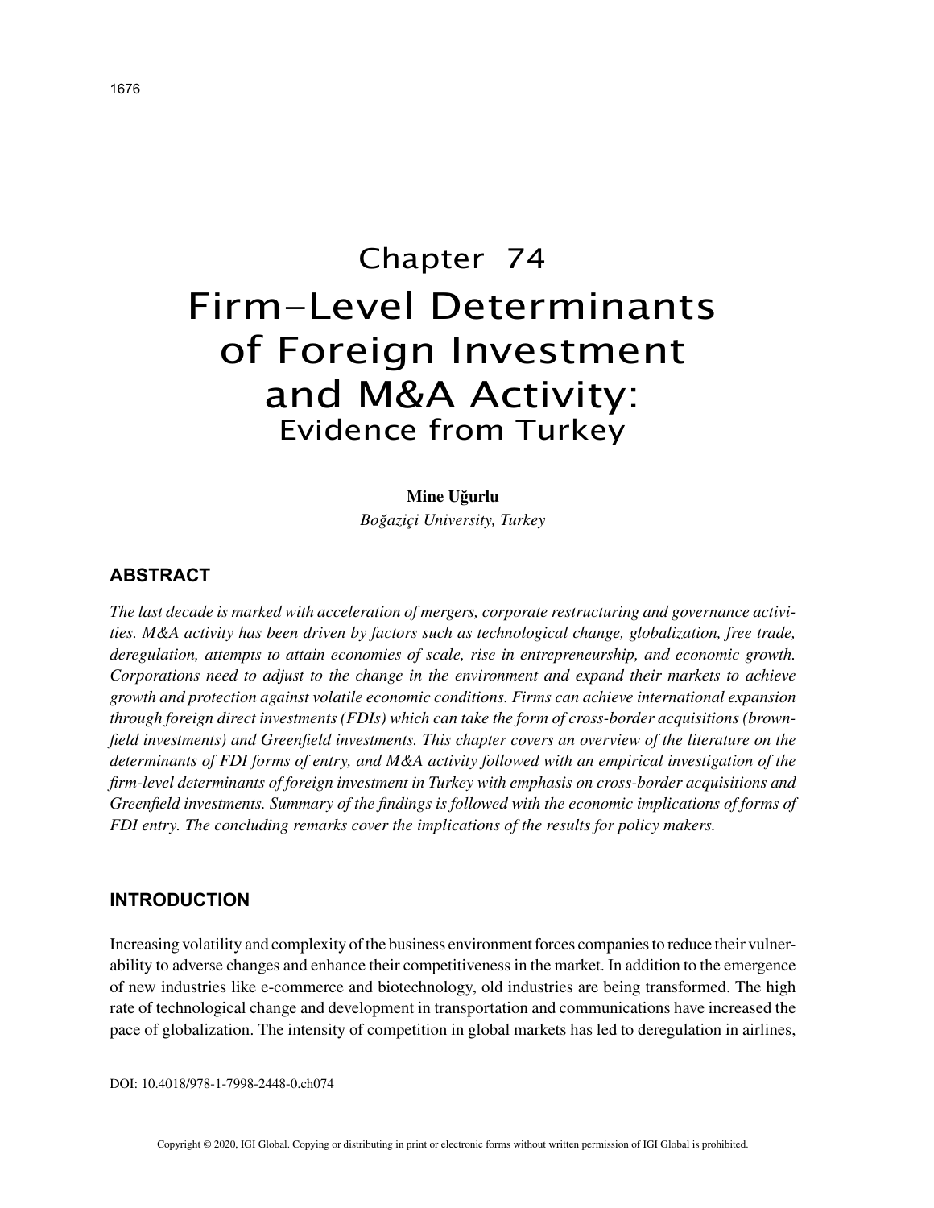# Chapter 74
# Firm-Level Determinants of Foreign Investment and M&A Activity:
## Evidence from Turkey

**Mine Uğurlu**
*Boğaziçi University, Turkey*

## ABSTRACT

*The last decade is marked with acceleration of mergers, corporate restructuring and governance activities. M&A activity has been driven by factors such as technological change, globalization, free trade, deregulation, attempts to attain economies of scale, rise in entrepreneurship, and economic growth. Corporations need to adjust to the change in the environment and expand their markets to achieve growth and protection against volatile economic conditions. Firms can achieve international expansion through foreign direct investments (FDIs) which can take the form of cross-border acquisitions (brownfield investments) and Greenfield investments. This chapter covers an overview of the literature on the determinants of FDI forms of entry, and M&A activity followed with an empirical investigation of the firm-level determinants of foreign investment in Turkey with emphasis on cross-border acquisitions and Greenfield investments. Summary of the findings is followed with the economic implications of forms of FDI entry. The concluding remarks cover the implications of the results for policy makers.*

## INTRODUCTION

Increasing volatility and complexity of the business environment forces companies to reduce their vulnerability to adverse changes and enhance their competitiveness in the market. In addition to the emergence of new industries like e-commerce and biotechnology, old industries are being transformed. The high rate of technological change and development in transportation and communications have increased the pace of globalization. The intensity of competition in global markets has led to deregulation in airlines,

DOI: 10.4018/978-1-7998-2448-0.ch074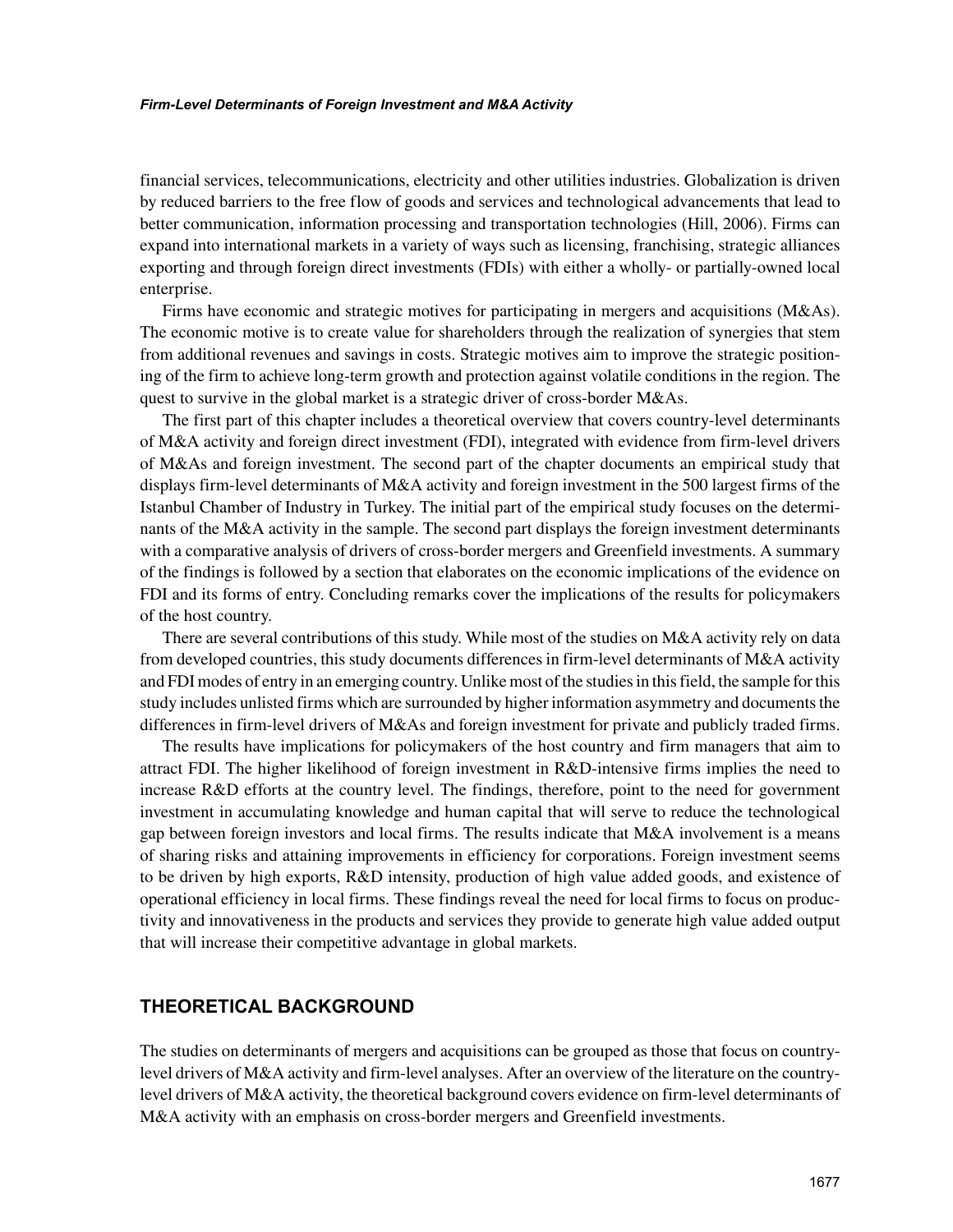financial services, telecommunications, electricity and other utilities industries. Globalization is driven by reduced barriers to the free flow of goods and services and technological advancements that lead to better communication, information processing and transportation technologies (Hill, 2006). Firms can expand into international markets in a variety of ways such as licensing, franchising, strategic alliances exporting and through foreign direct investments (FDIs) with either a wholly- or partially-owned local enterprise.

Firms have economic and strategic motives for participating in mergers and acquisitions (M&As). The economic motive is to create value for shareholders through the realization of synergies that stem from additional revenues and savings in costs. Strategic motives aim to improve the strategic positioning of the firm to achieve long-term growth and protection against volatile conditions in the region. The quest to survive in the global market is a strategic driver of cross-border M&As.

The first part of this chapter includes a theoretical overview that covers country-level determinants of M&A activity and foreign direct investment (FDI), integrated with evidence from firm-level drivers of M&As and foreign investment. The second part of the chapter documents an empirical study that displays firm-level determinants of M&A activity and foreign investment in the 500 largest firms of the Istanbul Chamber of Industry in Turkey. The initial part of the empirical study focuses on the determinants of the M&A activity in the sample. The second part displays the foreign investment determinants with a comparative analysis of drivers of cross-border mergers and Greenfield investments. A summary of the findings is followed by a section that elaborates on the economic implications of the evidence on FDI and its forms of entry. Concluding remarks cover the implications of the results for policymakers of the host country.

There are several contributions of this study. While most of the studies on M&A activity rely on data from developed countries, this study documents differences in firm-level determinants of M&A activity and FDI modes of entry in an emerging country. Unlike most of the studies in this field, the sample for this study includes unlisted firms which are surrounded by higher information asymmetry and documents the differences in firm-level drivers of M&As and foreign investment for private and publicly traded firms.

The results have implications for policymakers of the host country and firm managers that aim to attract FDI. The higher likelihood of foreign investment in R&D-intensive firms implies the need to increase R&D efforts at the country level. The findings, therefore, point to the need for government investment in accumulating knowledge and human capital that will serve to reduce the technological gap between foreign investors and local firms. The results indicate that M&A involvement is a means of sharing risks and attaining improvements in efficiency for corporations. Foreign investment seems to be driven by high exports, R&D intensity, production of high value added goods, and existence of operational efficiency in local firms. These findings reveal the need for local firms to focus on productivity and innovativeness in the products and services they provide to generate high value added output that will increase their competitive advantage in global markets.

## THEORETICAL BACKGROUND

The studies on determinants of mergers and acquisitions can be grouped as those that focus on country-level drivers of M&A activity and firm-level analyses. After an overview of the literature on the country-level drivers of M&A activity, the theoretical background covers evidence on firm-level determinants of M&A activity with an emphasis on cross-border mergers and Greenfield investments.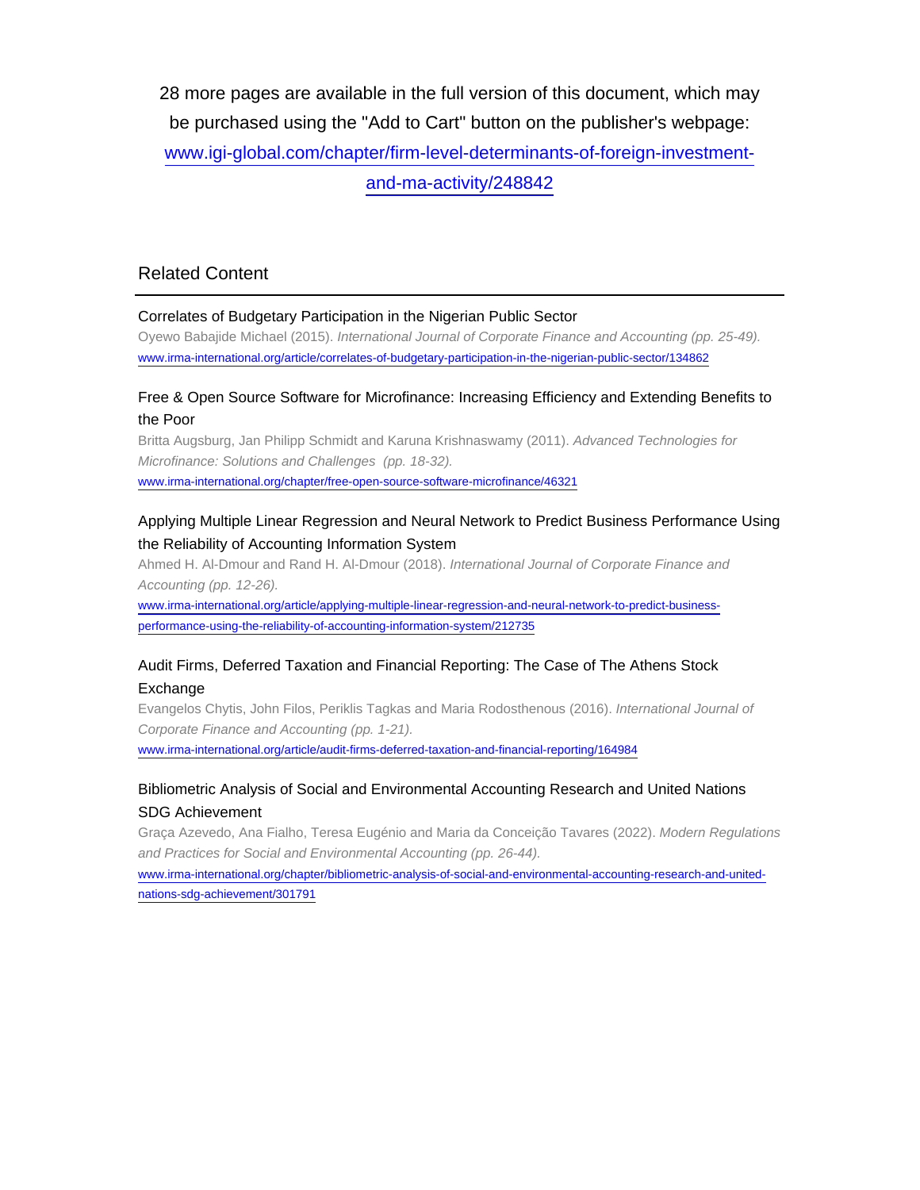28 more pages are available in the full version of this document, which may be purchased using the "Add to Cart" button on the publisher's webpage: [www.igi-global.com/chapter/firm-level-determinants-of-foreign-investment-and-ma-activity/248842](www.igi-global.com/chapter/firm-level-determinants-of-foreign-investment-and-ma-activity/248842)

## Related Content

Correlates of Budgetary Participation in the Nigerian Public Sector
Oyewo Babajide Michael (2015). *International Journal of Corporate Finance and Accounting (pp. 25-49).*
[www.irma-international.org/article/correlates-of-budgetary-participation-in-the-nigerian-public-sector/134862](www.irma-international.org/article/correlates-of-budgetary-participation-in-the-nigerian-public-sector/134862)

Free & Open Source Software for Microfinance: Increasing Efficiency and Extending Benefits to the Poor
Britta Augsburg, Jan Philipp Schmidt and Karuna Krishnaswamy (2011). *Advanced Technologies for Microfinance: Solutions and Challenges (pp. 18-32).*
[www.irma-international.org/chapter/free-open-source-software-microfinance/46321](www.irma-international.org/chapter/free-open-source-software-microfinance/46321)

Applying Multiple Linear Regression and Neural Network to Predict Business Performance Using the Reliability of Accounting Information System
Ahmed H. Al-Dmour and Rand H. Al-Dmour (2018). *International Journal of Corporate Finance and Accounting (pp. 12-26).*
[www.irma-international.org/article/applying-multiple-linear-regression-and-neural-network-to-predict-business-performance-using-the-reliability-of-accounting-information-system/212735](www.irma-international.org/article/applying-multiple-linear-regression-and-neural-network-to-predict-business-performance-using-the-reliability-of-accounting-information-system/212735)

Audit Firms, Deferred Taxation and Financial Reporting: The Case of The Athens Stock Exchange
Evangelos Chytis, John Filos, Periklis Tagkas and Maria Rodosthenous (2016). *International Journal of Corporate Finance and Accounting (pp. 1-21).*
[www.irma-international.org/article/audit-firms-deferred-taxation-and-financial-reporting/164984](www.irma-international.org/article/audit-firms-deferred-taxation-and-financial-reporting/164984)

Bibliometric Analysis of Social and Environmental Accounting Research and United Nations SDG Achievement
Graça Azevedo, Ana Fialho, Teresa Eugénio and Maria da Conceição Tavares (2022). *Modern Regulations and Practices for Social and Environmental Accounting (pp. 26-44).*
[www.irma-international.org/chapter/bibliometric-analysis-of-social-and-environmental-accounting-research-and-united-nations-sdg-achievement/301791](www.irma-international.org/chapter/bibliometric-analysis-of-social-and-environmental-accounting-research-and-united-nations-sdg-achievement/301791)